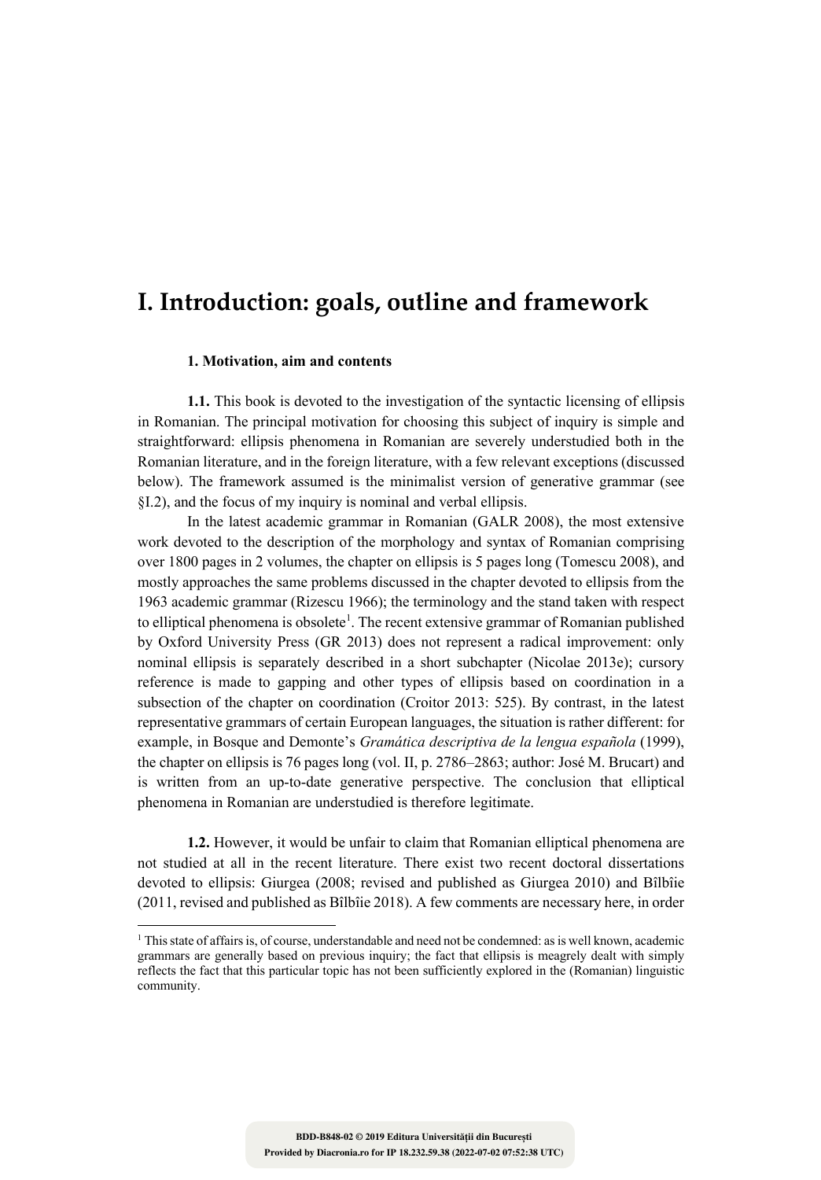# I. Introduction: goals, outline and framework

### 1. Motivation, aim and contents

**1.1.** This book is devoted to the investigation of the syntactic licensing of ellipsis in Romanian. The principal motivation for choosing this subject of inquiry is simple and straightforward: ellipsis phenomena in Romanian are severely understudied both in the Romanian literature, and in the foreign literature, with a few relevant exceptions (discussed below). The framework assumed is the minimalist version of generative grammar (see §I.2), and the focus of my inquiry is nominal and verbal ellipsis.

In the latest academic grammar in Romanian (GALR 2008), the most extensive work devoted to the description of the morphology and syntax of Romanian comprising over 1800 pages in 2 volumes, the chapter on ellipsis is 5 pages long (Tomescu 2008), and mostly approaches the same problems discussed in the chapter devoted to ellipsis from the 1963 academic grammar (Rizescu 1966); the terminology and the stand taken with respect to elliptical phenomena is obsolete[1]. The recent extensive grammar of Romanian published by Oxford University Press (GR 2013) does not represent a radical improvement: only nominal ellipsis is separately described in a short subchapter (Nicolae 2013e); cursory reference is made to gapping and other types of ellipsis based on coordination in a subsection of the chapter on coordination (Croitor 2013: 525). By contrast, in the latest representative grammars of certain European languages, the situation is rather different: for example, in Bosque and Demonte's *Gramática descriptiva de la lengua española* (1999), the chapter on ellipsis is 76 pages long (vol. II, p. 2786–2863; author: José M. Brucart) and is written from an up-to-date generative perspective. The conclusion that elliptical phenomena in Romanian are understudied is therefore legitimate.

**1.2.** However, it would be unfair to claim that Romanian elliptical phenomena are not studied at all in the recent literature. There exist two recent doctoral dissertations devoted to ellipsis: Giurgea (2008; revised and published as Giurgea 2010) and Bîlbîie (2011, revised and published as Bîlbîie 2018). A few comments are necessary here, in order

---

[1] This state of affairs is, of course, understandable and need not be condemned: as is well known, academic grammars are generally based on previous inquiry; the fact that ellipsis is meagrely dealt with simply reflects the fact that this particular topic has not been sufficiently explored in the (Romanian) linguistic community.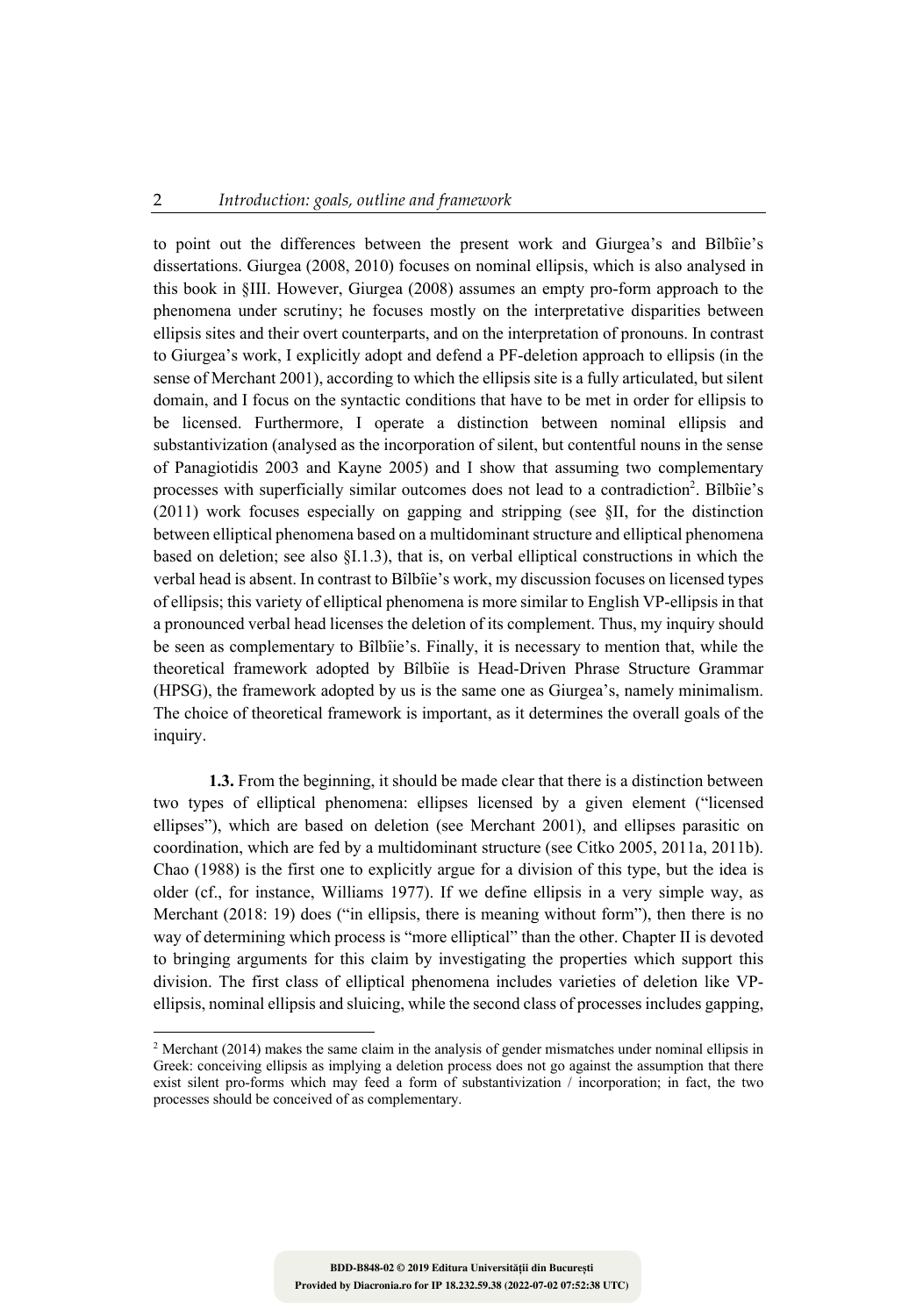to point out the differences between the present work and Giurgea's and Bîlbîie's dissertations. Giurgea (2008, 2010) focuses on nominal ellipsis, which is also analysed in this book in §III. However, Giurgea (2008) assumes an empty pro-form approach to the phenomena under scrutiny; he focuses mostly on the interpretative disparities between ellipsis sites and their overt counterparts, and on the interpretation of pronouns. In contrast to Giurgea's work, I explicitly adopt and defend a PF-deletion approach to ellipsis (in the sense of Merchant 2001), according to which the ellipsis site is a fully articulated, but silent domain, and I focus on the syntactic conditions that have to be met in order for ellipsis to be licensed. Furthermore, I operate a distinction between nominal ellipsis and substantivization (analysed as the incorporation of silent, but contentful nouns in the sense of Panagiotidis 2003 and Kayne 2005) and I show that assuming two complementary processes with superficially similar outcomes does not lead to a contradiction[2]. Bîlbîie's (2011) work focuses especially on gapping and stripping (see §II, for the distinction between elliptical phenomena based on a multidominant structure and elliptical phenomena based on deletion; see also §I.1.3), that is, on verbal elliptical constructions in which the verbal head is absent. In contrast to Bîlbîie's work, my discussion focuses on licensed types of ellipsis; this variety of elliptical phenomena is more similar to English VP-ellipsis in that a pronounced verbal head licenses the deletion of its complement. Thus, my inquiry should be seen as complementary to Bîlbîie's. Finally, it is necessary to mention that, while the theoretical framework adopted by Bîlbîie is Head-Driven Phrase Structure Grammar (HPSG), the framework adopted by us is the same one as Giurgea's, namely minimalism. The choice of theoretical framework is important, as it determines the overall goals of the inquiry.

**1.3.** From the beginning, it should be made clear that there is a distinction between two types of elliptical phenomena: ellipses licensed by a given element ("licensed ellipses"), which are based on deletion (see Merchant 2001), and ellipses parasitic on coordination, which are fed by a multidominant structure (see Citko 2005, 2011a, 2011b). Chao (1988) is the first one to explicitly argue for a division of this type, but the idea is older (cf., for instance, Williams 1977). If we define ellipsis in a very simple way, as Merchant (2018: 19) does ("in ellipsis, there is meaning without form"), then there is no way of determining which process is "more elliptical" than the other. Chapter II is devoted to bringing arguments for this claim by investigating the properties which support this division. The first class of elliptical phenomena includes varieties of deletion like VP-ellipsis, nominal ellipsis and sluicing, while the second class of processes includes gapping,

[2] Merchant (2014) makes the same claim in the analysis of gender mismatches under nominal ellipsis in Greek: conceiving ellipsis as implying a deletion process does not go against the assumption that there exist silent pro-forms which may feed a form of substantivization / incorporation; in fact, the two processes should be conceived of as complementary.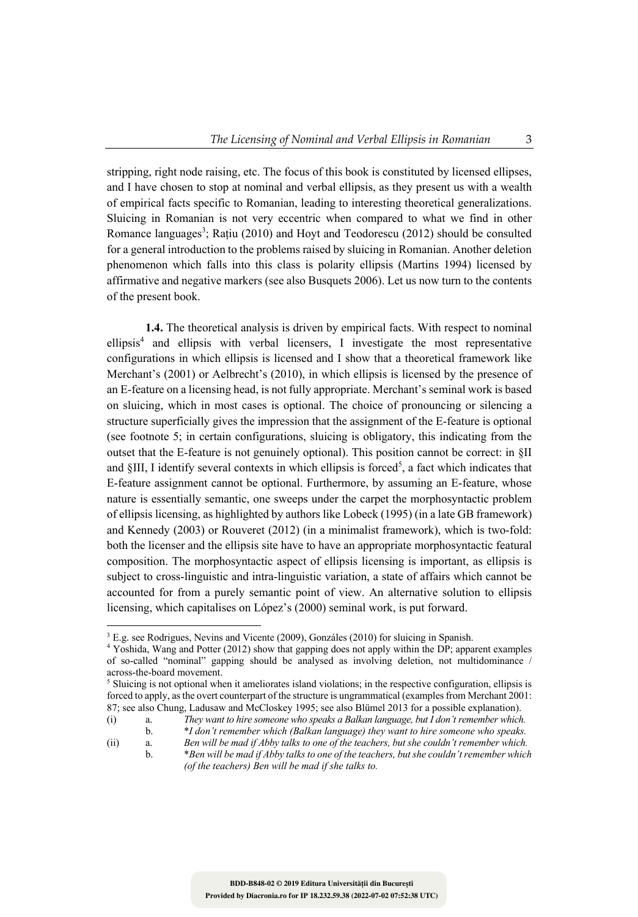stripping, right node raising, etc. The focus of this book is constituted by licensed ellipses, and I have chosen to stop at nominal and verbal ellipsis, as they present us with a wealth of empirical facts specific to Romanian, leading to interesting theoretical generalizations. Sluicing in Romanian is not very eccentric when compared to what we find in other Romance languages[3]; Rațiu (2010) and Hoyt and Teodorescu (2012) should be consulted for a general introduction to the problems raised by sluicing in Romanian. Another deletion phenomenon which falls into this class is polarity ellipsis (Martins 1994) licensed by affirmative and negative markers (see also Busquets 2006). Let us now turn to the contents of the present book.

**1.4.** The theoretical analysis is driven by empirical facts. With respect to nominal ellipsis[4] and ellipsis with verbal licensers, I investigate the most representative configurations in which ellipsis is licensed and I show that a theoretical framework like Merchant's (2001) or Aelbrecht's (2010), in which ellipsis is licensed by the presence of an E-feature on a licensing head, is not fully appropriate. Merchant's seminal work is based on sluicing, which in most cases is optional. The choice of pronouncing or silencing a structure superficially gives the impression that the assignment of the E-feature is optional (see footnote 5; in certain configurations, sluicing is obligatory, this indicating from the outset that the E-feature is not genuinely optional). This position cannot be correct: in §II and §III, I identify several contexts in which ellipsis is forced[5], a fact which indicates that E-feature assignment cannot be optional. Furthermore, by assuming an E-feature, whose nature is essentially semantic, one sweeps under the carpet the morphosyntactic problem of ellipsis licensing, as highlighted by authors like Lobeck (1995) (in a late GB framework) and Kennedy (2003) or Rouveret (2012) (in a minimalist framework), which is two-fold: both the licenser and the ellipsis site have to have an appropriate morphosyntactic featural composition. The morphosyntactic aspect of ellipsis licensing is important, as ellipsis is subject to cross-linguistic and intra-linguistic variation, a state of affairs which cannot be accounted for from a purely semantic point of view. An alternative solution to ellipsis licensing, which capitalises on López's (2000) seminal work, is put forward.

---

[3] E.g. see Rodrigues, Nevins and Vicente (2009), Gonzáles (2010) for sluicing in Spanish.

[4] Yoshida, Wang and Potter (2012) show that gapping does not apply within the DP; apparent examples of so-called "nominal" gapping should be analysed as involving deletion, not multidominance / across-the-board movement.

[5] Sluicing is not optional when it ameliorates island violations; in the respective configuration, ellipsis is forced to apply, as the overt counterpart of the structure is ungrammatical (examples from Merchant 2001: 87; see also Chung, Ladusaw and McCloskey 1995; see also Blümel 2013 for a possible explanation).

(i) a. *They want to hire someone who speaks a Balkan language, but I don't remember which.*
 b. \**I don't remember which (Balkan language) they want to hire someone who speaks.*

(ii) a. *Ben will be mad if Abby talks to one of the teachers, but she couldn't remember which.*
 b. \**Ben will be mad if Abby talks to one of the teachers, but she couldn't remember which (of the teachers) Ben will be mad if she talks to.*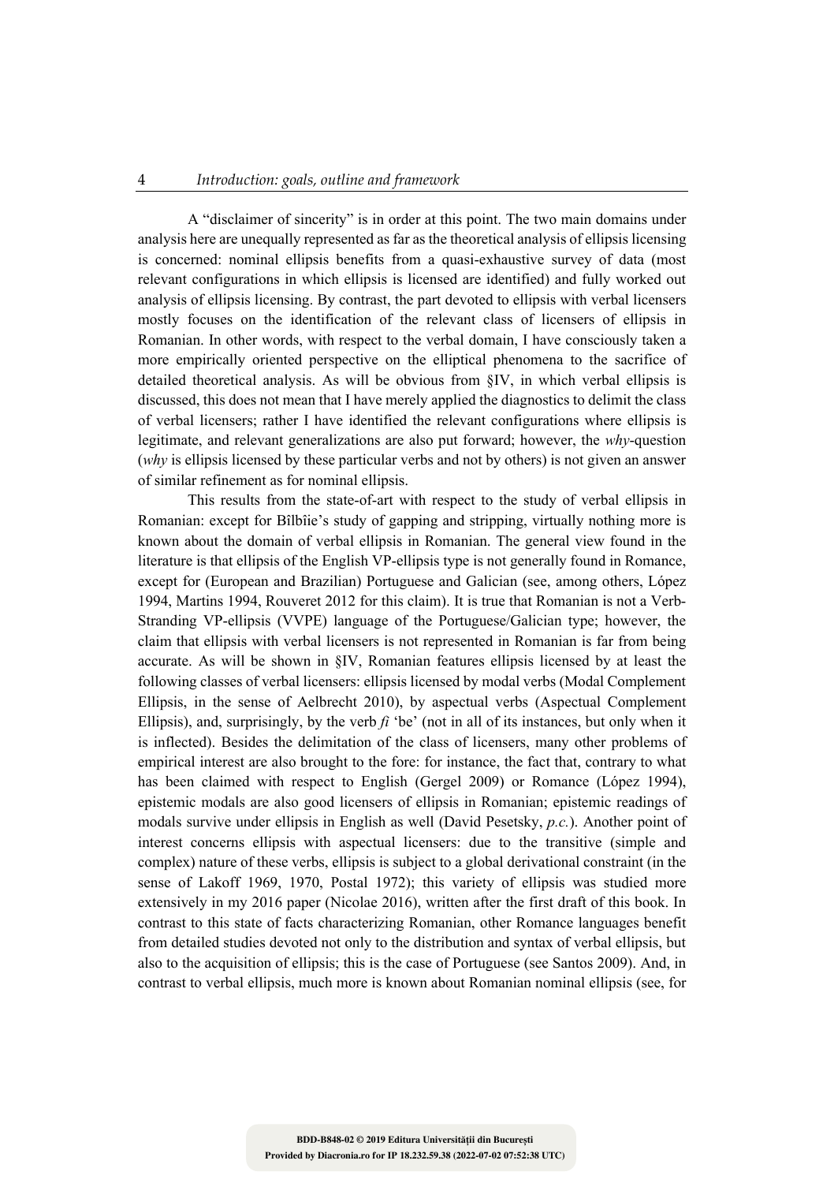A "disclaimer of sincerity" is in order at this point. The two main domains under analysis here are unequally represented as far as the theoretical analysis of ellipsis licensing is concerned: nominal ellipsis benefits from a quasi-exhaustive survey of data (most relevant configurations in which ellipsis is licensed are identified) and fully worked out analysis of ellipsis licensing. By contrast, the part devoted to ellipsis with verbal licensers mostly focuses on the identification of the relevant class of licensers of ellipsis in Romanian. In other words, with respect to the verbal domain, I have consciously taken a more empirically oriented perspective on the elliptical phenomena to the sacrifice of detailed theoretical analysis. As will be obvious from §IV, in which verbal ellipsis is discussed, this does not mean that I have merely applied the diagnostics to delimit the class of verbal licensers; rather I have identified the relevant configurations where ellipsis is legitimate, and relevant generalizations are also put forward; however, the *why*-question (*why* is ellipsis licensed by these particular verbs and not by others) is not given an answer of similar refinement as for nominal ellipsis.

This results from the state-of-art with respect to the study of verbal ellipsis in Romanian: except for Bîlbîie's study of gapping and stripping, virtually nothing more is known about the domain of verbal ellipsis in Romanian. The general view found in the literature is that ellipsis of the English VP-ellipsis type is not generally found in Romance, except for (European and Brazilian) Portuguese and Galician (see, among others, López 1994, Martins 1994, Rouveret 2012 for this claim). It is true that Romanian is not a Verb-Stranding VP-ellipsis (VVPE) language of the Portuguese/Galician type; however, the claim that ellipsis with verbal licensers is not represented in Romanian is far from being accurate. As will be shown in §IV, Romanian features ellipsis licensed by at least the following classes of verbal licensers: ellipsis licensed by modal verbs (Modal Complement Ellipsis, in the sense of Aelbrecht 2010), by aspectual verbs (Aspectual Complement Ellipsis), and, surprisingly, by the verb *fi* 'be' (not in all of its instances, but only when it is inflected). Besides the delimitation of the class of licensers, many other problems of empirical interest are also brought to the fore: for instance, the fact that, contrary to what has been claimed with respect to English (Gergel 2009) or Romance (López 1994), epistemic modals are also good licensers of ellipsis in Romanian; epistemic readings of modals survive under ellipsis in English as well (David Pesetsky, *p.c.*). Another point of interest concerns ellipsis with aspectual licensers: due to the transitive (simple and complex) nature of these verbs, ellipsis is subject to a global derivational constraint (in the sense of Lakoff 1969, 1970, Postal 1972); this variety of ellipsis was studied more extensively in my 2016 paper (Nicolae 2016), written after the first draft of this book. In contrast to this state of facts characterizing Romanian, other Romance languages benefit from detailed studies devoted not only to the distribution and syntax of verbal ellipsis, but also to the acquisition of ellipsis; this is the case of Portuguese (see Santos 2009). And, in contrast to verbal ellipsis, much more is known about Romanian nominal ellipsis (see, for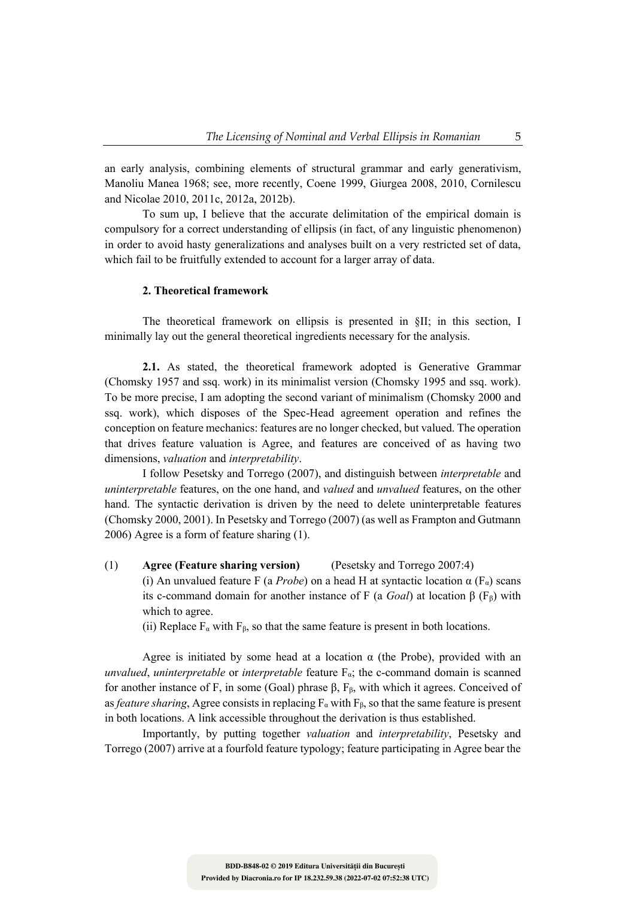an early analysis, combining elements of structural grammar and early generativism, Manoliu Manea 1968; see, more recently, Coene 1999, Giurgea 2008, 2010, Cornilescu and Nicolae 2010, 2011c, 2012a, 2012b).

To sum up, I believe that the accurate delimitation of the empirical domain is compulsory for a correct understanding of ellipsis (in fact, of any linguistic phenomenon) in order to avoid hasty generalizations and analyses built on a very restricted set of data, which fail to be fruitfully extended to account for a larger array of data.

## 2. Theoretical framework

The theoretical framework on ellipsis is presented in §II; in this section, I minimally lay out the general theoretical ingredients necessary for the analysis.

**2.1.** As stated, the theoretical framework adopted is Generative Grammar (Chomsky 1957 and ssq. work) in its minimalist version (Chomsky 1995 and ssq. work). To be more precise, I am adopting the second variant of minimalism (Chomsky 2000 and ssq. work), which disposes of the Spec-Head agreement operation and refines the conception on feature mechanics: features are no longer checked, but valued. The operation that drives feature valuation is Agree, and features are conceived of as having two dimensions, *valuation* and *interpretability*.

I follow Pesetsky and Torrego (2007), and distinguish between *interpretable* and *uninterpretable* features, on the one hand, and *valued* and *unvalued* features, on the other hand. The syntactic derivation is driven by the need to delete uninterpretable features (Chomsky 2000, 2001). In Pesetsky and Torrego (2007) (as well as Frampton and Gutmann 2006) Agree is a form of feature sharing (1).

(1) **Agree (Feature sharing version)** (Pesetsky and Torrego 2007:4)
(i) An unvalued feature F (a *Probe*) on a head H at syntactic location α ($F_\alpha$) scans its c-command domain for another instance of F (a *Goal*) at location β ($F_\beta$) with which to agree.
(ii) Replace $F_\alpha$ with $F_\beta$, so that the same feature is present in both locations.

Agree is initiated by some head at a location α (the Probe), provided with an *unvalued*, *uninterpretable* or *interpretable* feature $F_\alpha$; the c-command domain is scanned for another instance of F, in some (Goal) phrase β, $F_\beta$, with which it agrees. Conceived of as *feature sharing*, Agree consists in replacing $F_\alpha$ with $F_\beta$, so that the same feature is present in both locations. A link accessible throughout the derivation is thus established.

Importantly, by putting together *valuation* and *interpretability*, Pesetsky and Torrego (2007) arrive at a fourfold feature typology; feature participating in Agree bear the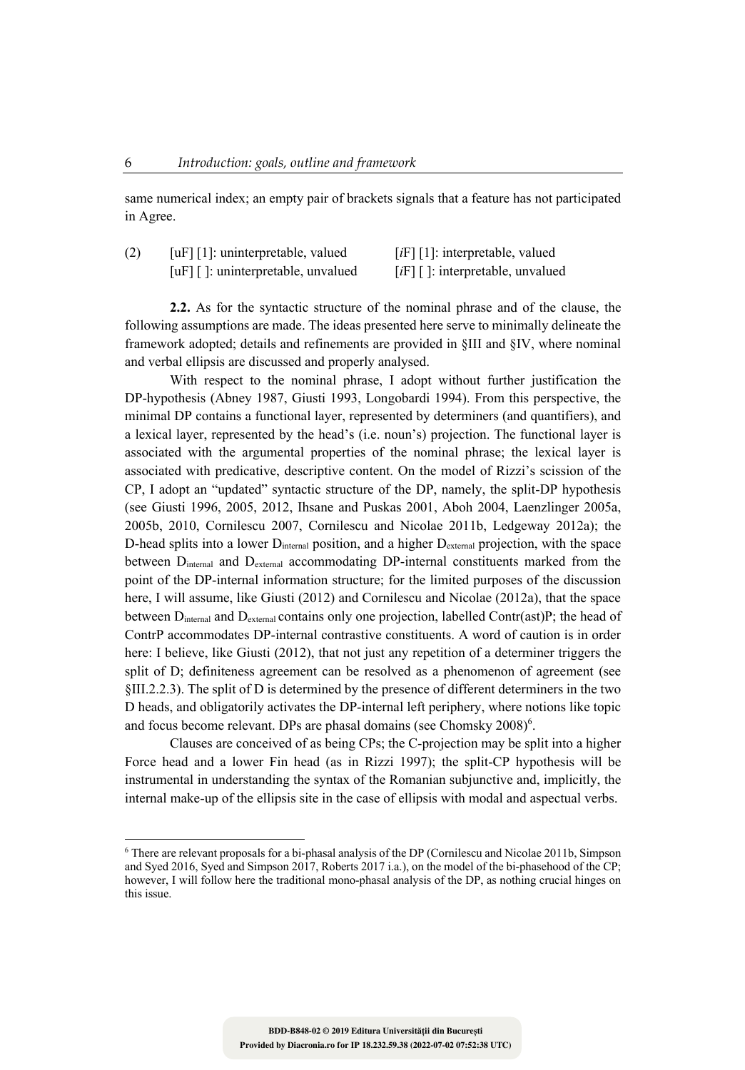same numerical index; an empty pair of brackets signals that a feature has not participated in Agree.

(2) [uF] [1]: uninterpretable, valued   [*i*F] [1]: interpretable, valued
  [uF] [ ]: uninterpretable, unvalued   [*i*F] [ ]: interpretable, unvalued

**2.2.** As for the syntactic structure of the nominal phrase and of the clause, the following assumptions are made. The ideas presented here serve to minimally delineate the framework adopted; details and refinements are provided in §III and §IV, where nominal and verbal ellipsis are discussed and properly analysed.

With respect to the nominal phrase, I adopt without further justification the DP-hypothesis (Abney 1987, Giusti 1993, Longobardi 1994). From this perspective, the minimal DP contains a functional layer, represented by determiners (and quantifiers), and a lexical layer, represented by the head's (i.e. noun's) projection. The functional layer is associated with the argumental properties of the nominal phrase; the lexical layer is associated with predicative, descriptive content. On the model of Rizzi's scission of the CP, I adopt an "updated" syntactic structure of the DP, namely, the split-DP hypothesis (see Giusti 1996, 2005, 2012, Ihsane and Puskas 2001, Aboh 2004, Laenzlinger 2005a, 2005b, 2010, Cornilescu 2007, Cornilescu and Nicolae 2011b, Ledgeway 2012a); the D-head splits into a lower $D_{internal}$ position, and a higher $D_{external}$ projection, with the space between $D_{internal}$ and $D_{external}$ accommodating DP-internal constituents marked from the point of the DP-internal information structure; for the limited purposes of the discussion here, I will assume, like Giusti (2012) and Cornilescu and Nicolae (2012a), that the space between $D_{internal}$ and $D_{external}$ contains only one projection, labelled Contr(ast)P; the head of ContrP accommodates DP-internal contrastive constituents. A word of caution is in order here: I believe, like Giusti (2012), that not just any repetition of a determiner triggers the split of D; definiteness agreement can be resolved as a phenomenon of agreement (see §III.2.2.3). The split of D is determined by the presence of different determiners in the two D heads, and obligatorily activates the DP-internal left periphery, where notions like topic and focus become relevant. DPs are phasal domains (see Chomsky 2008)[6].

Clauses are conceived of as being CPs; the C-projection may be split into a higher Force head and a lower Fin head (as in Rizzi 1997); the split-CP hypothesis will be instrumental in understanding the syntax of the Romanian subjunctive and, implicitly, the internal make-up of the ellipsis site in the case of ellipsis with modal and aspectual verbs.

---

[6] There are relevant proposals for a bi-phasal analysis of the DP (Cornilescu and Nicolae 2011b, Simpson and Syed 2016, Syed and Simpson 2017, Roberts 2017 i.a.), on the model of the bi-phasehood of the CP; however, I will follow here the traditional mono-phasal analysis of the DP, as nothing crucial hinges on this issue.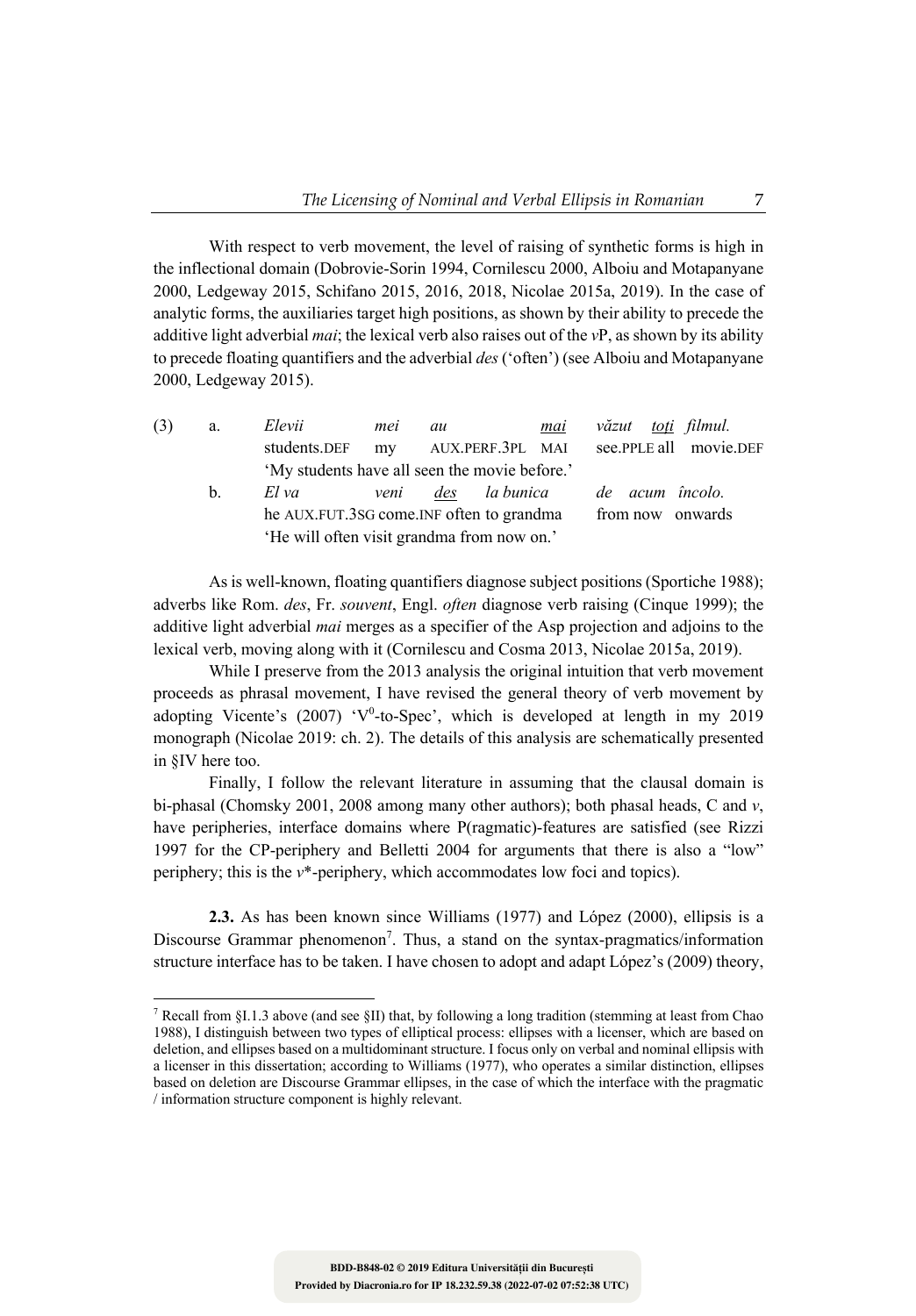With respect to verb movement, the level of raising of synthetic forms is high in the inflectional domain (Dobrovie-Sorin 1994, Cornilescu 2000, Alboiu and Motapanyane 2000, Ledgeway 2015, Schifano 2015, 2016, 2018, Nicolae 2015a, 2019). In the case of analytic forms, the auxiliaries target high positions, as shown by their ability to precede the additive light adverbial *mai*; the lexical verb also raises out of the *v*P, as shown by its ability to precede floating quantifiers and the adverbial *des* ('often') (see Alboiu and Motapanyane 2000, Ledgeway 2015).

(3) a. *Elevii mei au <u>mai</u> văzut <u>toți</u> filmul.*
students.DEF my AUX.PERF.3PL MAI see.PPLE all movie.DEF
'My students have all seen the movie before.'

b. *El va veni <u>des</u> la bunica de acum încolo.*
he AUX.FUT.3SG come.INF often to grandma from now onwards
'He will often visit grandma from now on.'

As is well-known, floating quantifiers diagnose subject positions (Sportiche 1988); adverbs like Rom. *des*, Fr. *souvent*, Engl. *often* diagnose verb raising (Cinque 1999); the additive light adverbial *mai* merges as a specifier of the Asp projection and adjoins to the lexical verb, moving along with it (Cornilescu and Cosma 2013, Nicolae 2015a, 2019).

While I preserve from the 2013 analysis the original intuition that verb movement proceeds as phrasal movement, I have revised the general theory of verb movement by adopting Vicente's (2007) '$V^0$-to-Spec', which is developed at length in my 2019 monograph (Nicolae 2019: ch. 2). The details of this analysis are schematically presented in §IV here too.

Finally, I follow the relevant literature in assuming that the clausal domain is bi-phasal (Chomsky 2001, 2008 among many other authors); both phasal heads, C and *v*, have peripheries, interface domains where P(ragmatic)-features are satisfied (see Rizzi 1997 for the CP-periphery and Belletti 2004 for arguments that there is also a "low" periphery; this is the *v*\*-periphery, which accommodates low foci and topics).

**2.3.** As has been known since Williams (1977) and López (2000), ellipsis is a Discourse Grammar phenomenon[7]. Thus, a stand on the syntax-pragmatics/information structure interface has to be taken. I have chosen to adopt and adapt López's (2009) theory,

[7] Recall from §I.1.3 above (and see §II) that, by following a long tradition (stemming at least from Chao 1988), I distinguish between two types of elliptical process: ellipses with a licenser, which are based on deletion, and ellipses based on a multidominant structure. I focus only on verbal and nominal ellipsis with a licenser in this dissertation; according to Williams (1977), who operates a similar distinction, ellipses based on deletion are Discourse Grammar ellipses, in the case of which the interface with the pragmatic / information structure component is highly relevant.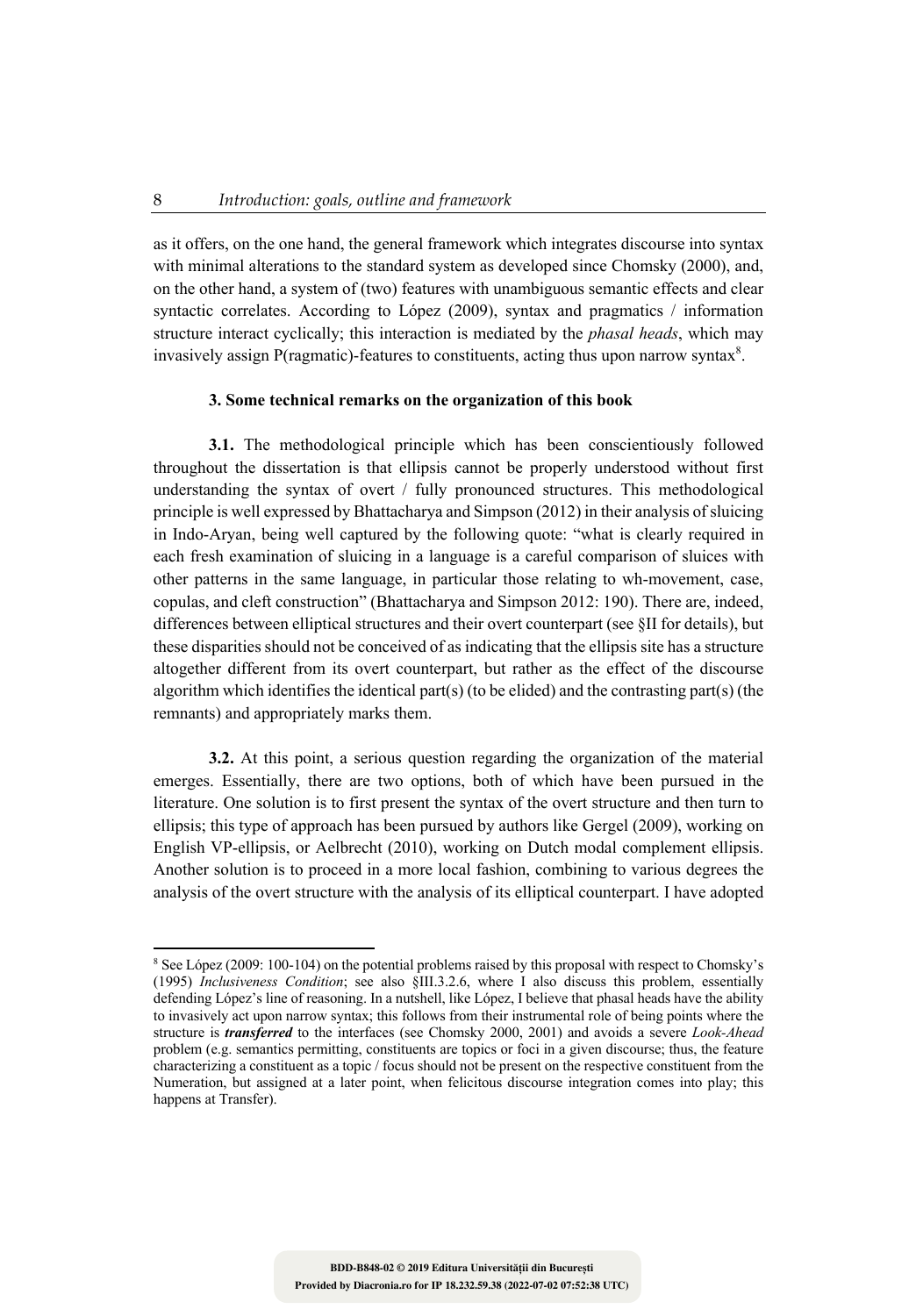as it offers, on the one hand, the general framework which integrates discourse into syntax with minimal alterations to the standard system as developed since Chomsky (2000), and, on the other hand, a system of (two) features with unambiguous semantic effects and clear syntactic correlates. According to López (2009), syntax and pragmatics / information structure interact cyclically; this interaction is mediated by the *phasal heads*, which may invasively assign P(ragmatic)-features to constituents, acting thus upon narrow syntax[8].

### 3. Some technical remarks on the organization of this book

**3.1.** The methodological principle which has been conscientiously followed throughout the dissertation is that ellipsis cannot be properly understood without first understanding the syntax of overt / fully pronounced structures. This methodological principle is well expressed by Bhattacharya and Simpson (2012) in their analysis of sluicing in Indo-Aryan, being well captured by the following quote: "what is clearly required in each fresh examination of sluicing in a language is a careful comparison of sluices with other patterns in the same language, in particular those relating to wh-movement, case, copulas, and cleft construction" (Bhattacharya and Simpson 2012: 190). There are, indeed, differences between elliptical structures and their overt counterpart (see §II for details), but these disparities should not be conceived of as indicating that the ellipsis site has a structure altogether different from its overt counterpart, but rather as the effect of the discourse algorithm which identifies the identical part(s) (to be elided) and the contrasting part(s) (the remnants) and appropriately marks them.

**3.2.** At this point, a serious question regarding the organization of the material emerges. Essentially, there are two options, both of which have been pursued in the literature. One solution is to first present the syntax of the overt structure and then turn to ellipsis; this type of approach has been pursued by authors like Gergel (2009), working on English VP-ellipsis, or Aelbrecht (2010), working on Dutch modal complement ellipsis. Another solution is to proceed in a more local fashion, combining to various degrees the analysis of the overt structure with the analysis of its elliptical counterpart. I have adopted

[8] See López (2009: 100-104) on the potential problems raised by this proposal with respect to Chomsky's (1995) *Inclusiveness Condition*; see also §III.3.2.6, where I also discuss this problem, essentially defending López's line of reasoning. In a nutshell, like López, I believe that phasal heads have the ability to invasively act upon narrow syntax; this follows from their instrumental role of being points where the structure is ***transferred*** to the interfaces (see Chomsky 2000, 2001) and avoids a severe *Look-Ahead* problem (e.g. semantics permitting, constituents are topics or foci in a given discourse; thus, the feature characterizing a constituent as a topic / focus should not be present on the respective constituent from the Numeration, but assigned at a later point, when felicitous discourse integration comes into play; this happens at Transfer).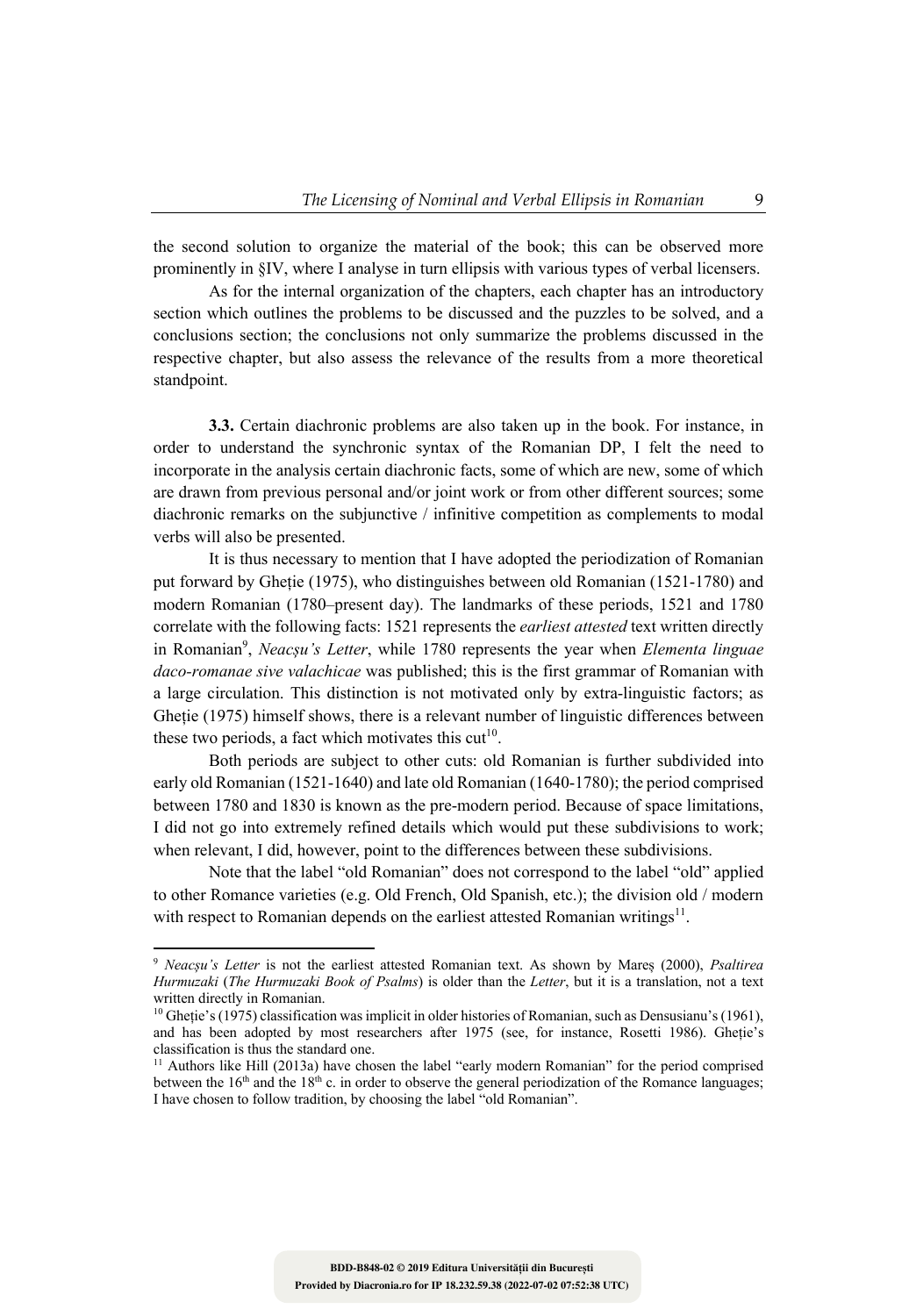the second solution to organize the material of the book; this can be observed more prominently in §IV, where I analyse in turn ellipsis with various types of verbal licensers.

As for the internal organization of the chapters, each chapter has an introductory section which outlines the problems to be discussed and the puzzles to be solved, and a conclusions section; the conclusions not only summarize the problems discussed in the respective chapter, but also assess the relevance of the results from a more theoretical standpoint.

**3.3.** Certain diachronic problems are also taken up in the book. For instance, in order to understand the synchronic syntax of the Romanian DP, I felt the need to incorporate in the analysis certain diachronic facts, some of which are new, some of which are drawn from previous personal and/or joint work or from other different sources; some diachronic remarks on the subjunctive / infinitive competition as complements to modal verbs will also be presented.

It is thus necessary to mention that I have adopted the periodization of Romanian put forward by Gheție (1975), who distinguishes between old Romanian (1521-1780) and modern Romanian (1780–present day). The landmarks of these periods, 1521 and 1780 correlate with the following facts: 1521 represents the *earliest attested* text written directly in Romanian[9], *Neacșu's Letter*, while 1780 represents the year when *Elementa linguae daco-romanae sive valachicae* was published; this is the first grammar of Romanian with a large circulation. This distinction is not motivated only by extra-linguistic factors; as Gheție (1975) himself shows, there is a relevant number of linguistic differences between these two periods, a fact which motivates this cut[10].

Both periods are subject to other cuts: old Romanian is further subdivided into early old Romanian (1521-1640) and late old Romanian (1640-1780); the period comprised between 1780 and 1830 is known as the pre-modern period. Because of space limitations, I did not go into extremely refined details which would put these subdivisions to work; when relevant, I did, however, point to the differences between these subdivisions.

Note that the label "old Romanian" does not correspond to the label "old" applied to other Romance varieties (e.g. Old French, Old Spanish, etc.); the division old / modern with respect to Romanian depends on the earliest attested Romanian writings[11].

---

[9] *Neacșu's Letter* is not the earliest attested Romanian text. As shown by Mareș (2000), *Psaltirea Hurmuzaki* (*The Hurmuzaki Book of Psalms*) is older than the *Letter*, but it is a translation, not a text written directly in Romanian.

[10] Gheție's (1975) classification was implicit in older histories of Romanian, such as Densusianu's (1961), and has been adopted by most researchers after 1975 (see, for instance, Rosetti 1986). Gheție's classification is thus the standard one.

[11] Authors like Hill (2013a) have chosen the label "early modern Romanian" for the period comprised between the 16th and the 18th c. in order to observe the general periodization of the Romance languages; I have chosen to follow tradition, by choosing the label "old Romanian".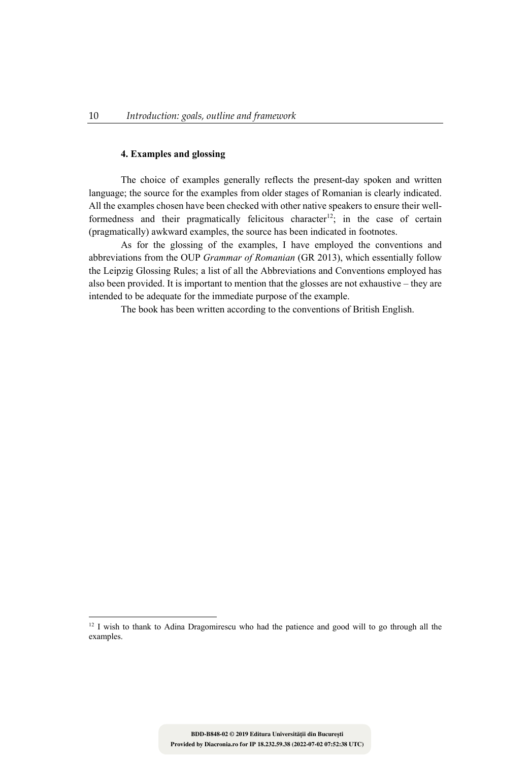#### 4. Examples and glossing

The choice of examples generally reflects the present-day spoken and written language; the source for the examples from older stages of Romanian is clearly indicated. All the examples chosen have been checked with other native speakers to ensure their well-formedness and their pragmatically felicitous character[12]; in the case of certain (pragmatically) awkward examples, the source has been indicated in footnotes.

As for the glossing of the examples, I have employed the conventions and abbreviations from the OUP *Grammar of Romanian* (GR 2013), which essentially follow the Leipzig Glossing Rules; a list of all the Abbreviations and Conventions employed has also been provided. It is important to mention that the glosses are not exhaustive – they are intended to be adequate for the immediate purpose of the example.

The book has been written according to the conventions of British English.

---

[12] I wish to thank to Adina Dragomirescu who had the patience and good will to go through all the examples.